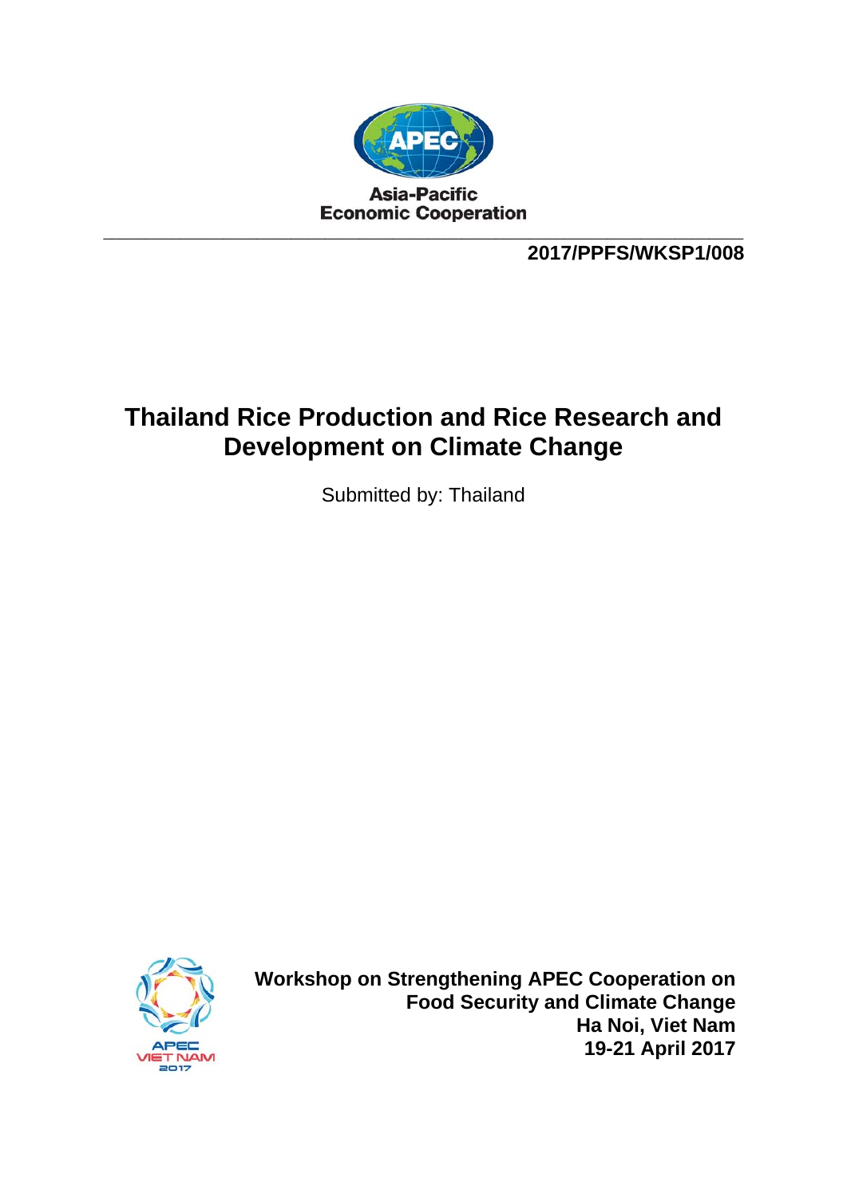Asia-Pacific
Economic Cooperation

**2017/PPFS/WKSP1/008**

# Thailand Rice Production and Rice Research and Development on Climate Change

Submitted by: Thailand

APEC VIET NAM 2017

**Workshop on Strengthening APEC Cooperation on Food Security and Climate Change**
**Ha Noi, Viet Nam**
**19-21 April 2017**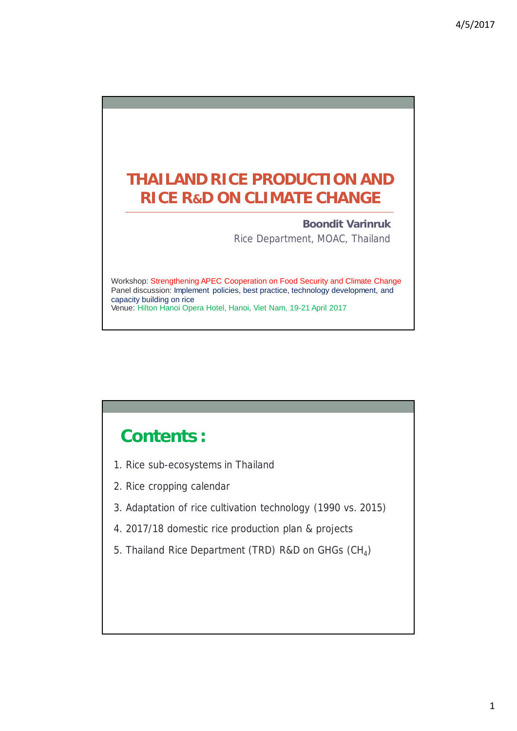# THAILAND RICE PRODUCTION AND RICE R&D ON CLIMATE CHANGE

**Boondit Varinruk**

Rice Department, MOAC, Thailand

Workshop: Strengthening APEC Cooperation on Food Security and Climate Change
Panel discussion: Implement policies, best practice, technology development, and capacity building on rice
Venue: Hilton Hanoi Opera Hotel, Hanoi, Viet Nam, 19-21 April 2017

## Contents :

1. Rice sub-ecosystems in Thailand
2. Rice cropping calendar
3. Adaptation of rice cultivation technology (1990 vs. 2015)
4. 2017/18 domestic rice production plan & projects
5. Thailand Rice Department (TRD) R&D on GHGs ($CH_4$)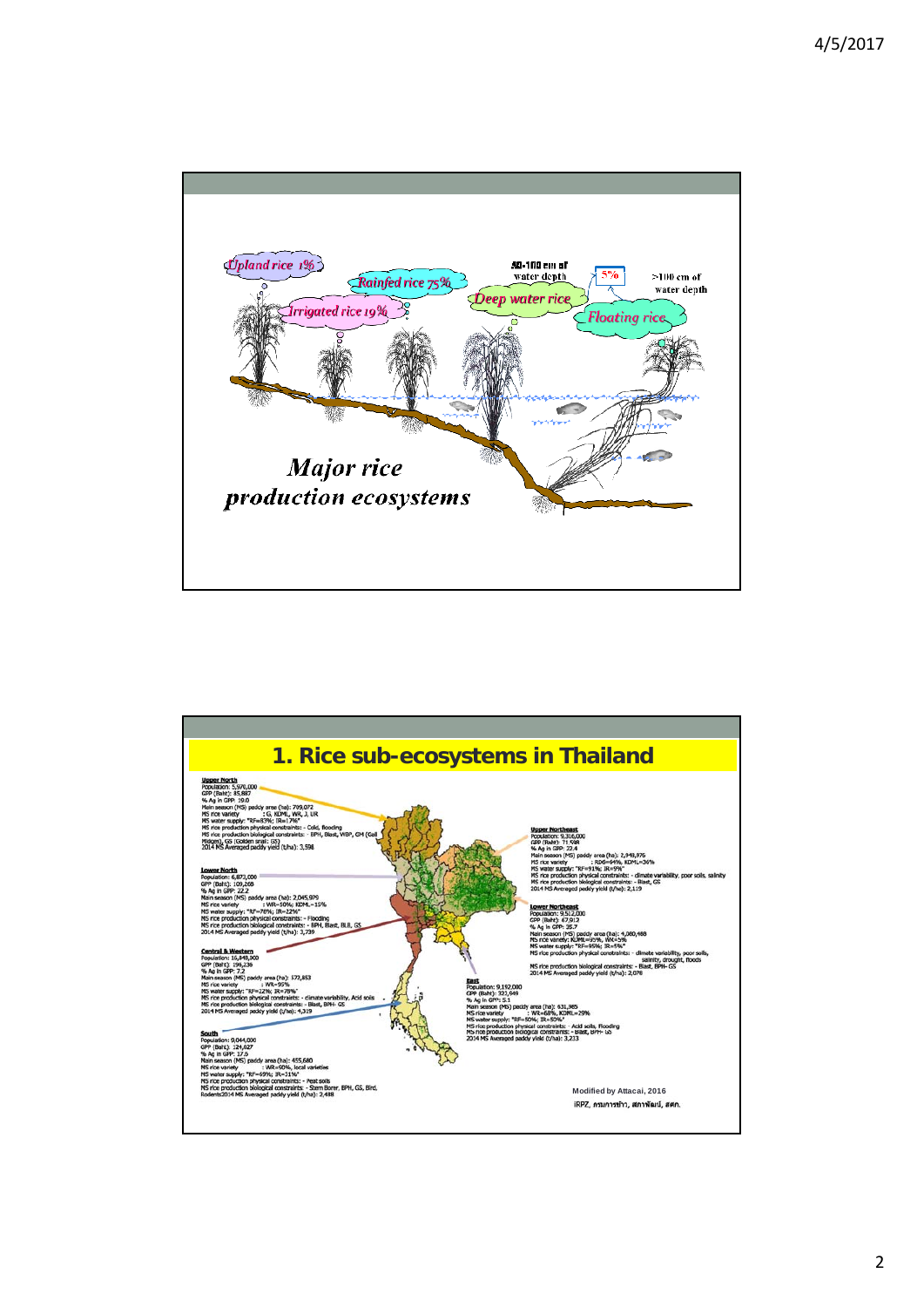Upland rice 1%

Rainfed rice 75%

Irrigated rice 19%

50-100 cm of water depth

5%

>100 cm of water depth

Deep water rice

Floating rice

*Major rice production ecosystems*

# 1. Rice sub-ecosystems in Thailand

**Upper North**
Population: 5,978,000
GPP (Baht): 85,887
% Ag in GPP: 19.0
Main season (MS) paddy area (ha): 799,072
MS rice variety : G, KDML, WR, J, UR
MS water supply: "RF=83%; IR=17%"
MS rice production physical constraints: - Cold, flooding
MS rice production biological constraints: - BPH, Blast, WBP, GM (Gall Midges), GS (Golden snail: GS)
2014 MS Averaged paddy yield (t/ha): 3,598

**Lower North**
Population: 6,872,000
GPP (Baht): 109,268
% Ag in GPP: 22.2
Main season (MS) paddy area (ha): 2,045,979
MS rice variety : WR=50%; KDML=15%
MS water supply: "RF=76%; IR=22%"
MS rice production physical constraints: - Flooding
MS rice production biological constraints: - BPH, Blast, BLB, GS
2014 MS Averaged paddy yield (t/ha): 3,739

**Central & Western**
Population: 16,848,000
GPP (Baht): 196,236
% Ag in GPP: 7.2
Main season (MS) paddy area (ha): 572,853
MS rice variety : WR=95%
MS water supply: "RF=22%; IR=78%"
MS rice production physical constraints: - climate variability, Acid soils
MS rice production biological constraints: - Blast, BPH- GS
2014 MS Averaged paddy yield (t/ha): 4,319

**South**
Population: 9,044,000
GPP (Baht): 124,027
% Ag in GPP: 17.6
Main season (MS) paddy area (ha): 455,680
MS rice variety : WR=60%, local varieties
MS water supply: "RF=69%; IR=31%"
MS rice production physical constraints: - Peat soils
MS rice production biological constraints: - Stem Borer, BPH, GS, Bird, Rodents
2014 MS Averaged paddy yield (t/ha): 2,488

**Upper Northeast**
Population: 9,316,000
GPP (Baht): 71,598
% Ag in GPP: 22.4
Main season (MS) paddy area (ha): 2,949,976
MS rice variety : RD6=64%, KDML=36%
MS water supply: "RF=91%; IR=9%"
MS rice production physical constraints: - climate variability, poor soils, salinity
MS rice production biological constraints: - Blast, GS
2014 MS Averaged paddy yield (t/ha): 2,119

**Lower Northeast**
Population: 9,512,000
GPP (Baht): 67,912
% Ag in GPP: 26.7
Main season (MS) paddy area (ha): 4,060,488
MS rice variety: KDML=95%, WR=5%
MS water supply: "RF=95%; IR=5%"
MS rice production physical constraints: - climate variability, poor soils, salinity, drought, floods
MS rice production biological constraints: - Blast, BPH- GS
2014 MS Averaged paddy yield (t/ha): 2,078

**East**
Population: 9,192,000
GPP (Baht): 322,949
% Ag in GPP: 5.1
Main season (MS) paddy area (ha): 631,985
MS rice variety : WR=68%, KDML=29%
MS water supply: "RF=50%; IR=50%"
MS rice production physical constraints: - Acid soils, Flooding
MS rice production biological constraints: - Blast, BPH- GS
2014 MS Averaged paddy yield (t/ha): 3,233

Modified by Attacai, 2016

IRPZ, กรมการข้าว, สภาพัฒน์, สศก.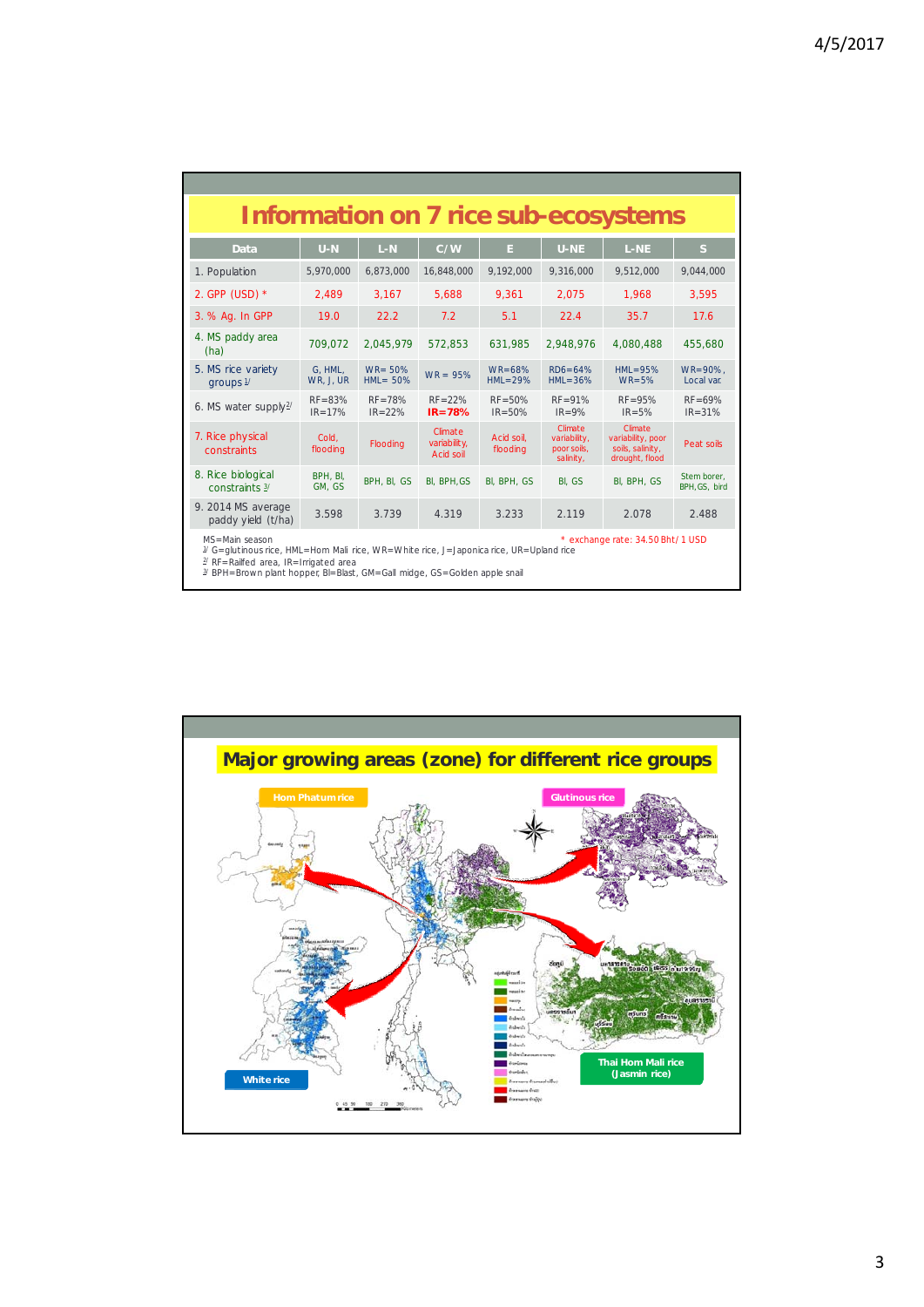# Information on 7 rice sub-ecosystems

| Data | U-N | L-N | C/W | E | U-NE | L-NE | S |
|---|---|---|---|---|---|---|---|
| 1. Population | 5,970,000 | 6,873,000 | 16,848,000 | 9,192,000 | 9,316,000 | 9,512,000 | 9,044,000 |
| 2. GPP (USD) * | 2,489 | 3,167 | 5,688 | 9,361 | 2,075 | 1,968 | 3,595 |
| 3. % Ag. In GPP | 19.0 | 22.2 | 7.2 | 5.1 | 22.4 | 35.7 | 17.6 |
| 4. MS paddy area (ha) | 709,072 | 2,045,979 | 572,853 | 631,985 | 2,948,976 | 4,080,488 | 455,680 |
| 5. MS rice variety groups [1] | G, HML, WR, J, UR | WR= 50% HML= 50% | WR = 95% | WR=68% HML=29% | RD6=64% HML=36% | HML=95% WR=5% | WR=90%, Local var. |
| 6. MS water supply [2] | RF=83% IR=17% | RF=78% IR=22% | RF=22% **IR=78%** | RF=50% IR=50% | RF=91% IR=9% | RF=95% IR=5% | RF=69% IR=31% |
| 7. Rice physical constraints | Cold, flooding | Flooding | Climate variability, Acid soil | Acid soil, flooding | Climate variability, poor soils, salinity, | Climate variability, poor soils, salinity, drought, flood | Peat soils |
| 8. Rice biological constraints [3] | BPH, Bl, GM, GS | BPH, Bl, GS | Bl, BPH, GS | Bl, BPH, GS | Bl, GS | Bl, BPH, GS | Stem borer, BPH, GS, bird |
| 9. 2014 MS average paddy yield (t/ha) | 3.598 | 3.739 | 4.319 | 3.233 | 2.119 | 2.078 | 2.488 |

MS=Main season
* exchange rate: 34.50 Bht/ 1 USD
[1] G=glutinous rice, HML=Hom Mali rice, WR=White rice, J=Japonica rice, UR=Upland rice
[2] RF=Railfed area, IR=Irrigated area
[3] BPH=Brown plant hopper, Bl=Blast, GM=Gall midge, GS=Golden apple snail

# Major growing areas (zone) for different rice groups

Hom Phatum rice

Glutinous rice

White rice

Thai Hom Mali rice (Jasmin rice)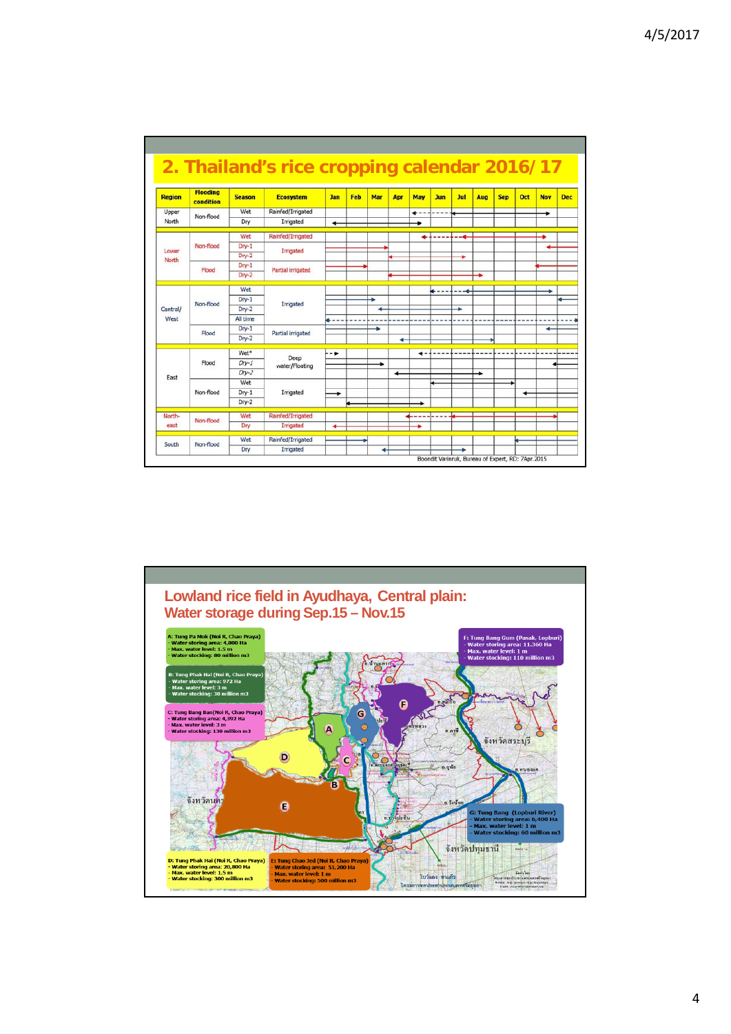## 2. Thailand's rice cropping calendar 2016/17

| Region | Flooding condition | Season | Ecosystem | Jan | Feb | Mar | Apr | May | Jun | Jul | Aug | Sep | Oct | Nov | Dec |
|---|---|---|---|---|---|---|---|---|---|---|---|---|---|---|---|
| Upper North | Non-flood | Wet | Rainfed/Irrigated | | | | | | | | | | | | |
| | | Dry | Irrigated | | | | | | | | | | | | |
| Lower North | Non-flood | Wet | Rainfed/Irrigated | | | | | | | | | | | | |
| | | Dry-1 | Irrigated | | | | | | | | | | | | |
| | | Dry-2 | | | | | | | | | | | | | |
| | Flood | Dry-1 | Partial irrigated | | | | | | | | | | | | |
| | | Dry-2 | | | | | | | | | | | | | |
| Central/ West | Non-flood | Wet | Irrigated | | | | | | | | | | | | |
| | | Dry-1 | | | | | | | | | | | | | |
| | | Dry-2 | | | | | | | | | | | | | |
| | | All time | | | | | | | | | | | | | |
| | Flood | Dry-1 | Partial irrigated | | | | | | | | | | | | |
| | | Dry-2 | | | | | | | | | | | | | |
| East | Flood | Wet* | Deep water/Floating | | | | | | | | | | | | |
| | | Dry-1 | | | | | | | | | | | | | |
| | | Dry-2 | | | | | | | | | | | | | |
| | Non-flood | Wet | Irrigated | | | | | | | | | | | | |
| | | Dry-1 | | | | | | | | | | | | | |
| | | Dry-2 | | | | | | | | | | | | | |
| North-east | Non-flood | Wet | Rainfed/Irrigated | | | | | | | | | | | | |
| | | Dry | Irrigated | | | | | | | | | | | | |
| South | Non-flood | Wet | Rainfed/Irrigated | | | | | | | | | | | | |
| | | Dry | Irrigated | | | | | | | | | | | | |

Boondit Varinruk, Bureau of Expert, RD: 7Apr.2015

## Lowland rice field in Ayudhaya, Central plain: Water storage during Sep.15 – Nov.15

**A: Tung Pa Mok (Noi R, Chao Praya)**
- Water storing area: 4,800 Ha
- Max. water level: 1.5 m
- Water stocking: 80 million m3

**B: Tung Phak Hai (Noi R, Chao Praya)**
- Water storing area: 972 Ha
- Max. water level: 3 m
- Water stocking: 30 million m3

**C: Tung Bang Ban(Noi R, Chao Praya)**
- Water storing area: 4,392 Ha
- Max. water level: 3 m
- Water stocking: 130 million m3

**D: Tung Phak Hai (Noi R, Chao Praya)**
- Water storing area: 20,800 Ha
- Max. water level: 1.5 m
- Water stocking: 300 million m3

**E: Tung Chao Jed (Noi R, Chao Praya)**
- Water storing area: 51,200 Ha
- Max. water level: 1 m
- Water stocking: 500 million m3

**F: Tung Bang Gum (Pasak, Lopburi)**
- Water storing area: 11,360 Ha
- Max. water level: 1 m
- Water stocking: 110 million m3

**G: Tung Bang (Lopburi River)**
- Water storing area: 6,400 Ha
- Max. water level: 1 m
- Water stocking: 60 million m3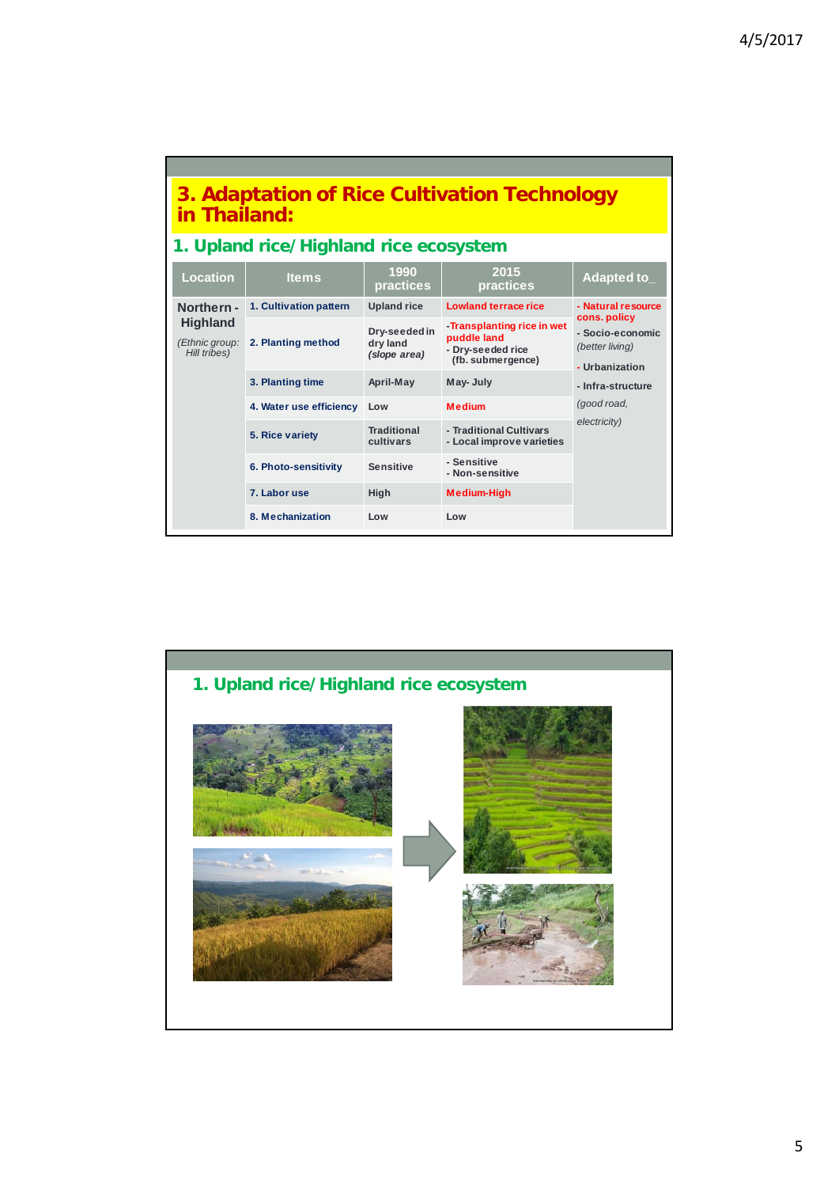# 3. Adaptation of Rice Cultivation Technology in Thailand:

## 1. Upland rice/ Highland rice ecosystem

| Location | Items | 1990 practices | 2015 practices | Adapted to_ |
|---|---|---|---|---|
| Northern - Highland<br>*(Ethnic group: Hill tribes)* | 1. Cultivation pattern | Upland rice | Lowland terrace rice | - Natural resource cons. policy<br>- Socio-economic *(better living)*<br>- Urbanization<br>- Infra-structure *(good road, electricity)* |
| | 2. Planting method | Dry-seeded in dry land *(slope area)* | -Transplanting rice in wet puddle land<br>- Dry-seeded rice (fb. submergence) | |
| | 3. Planting time | April-May | May- July | |
| | 4. Water use efficiency | Low | Medium | |
| | 5. Rice variety | Traditional cultivars | - Traditional Cultivars<br>- Local improve varieties | |
| | 6. Photo-sensitivity | Sensitive | - Sensitive<br>- Non-sensitive | |
| | 7. Labor use | High | Medium-High | |
| | 8. Mechanization | Low | Low | |

## 1. Upland rice/ Highland rice ecosystem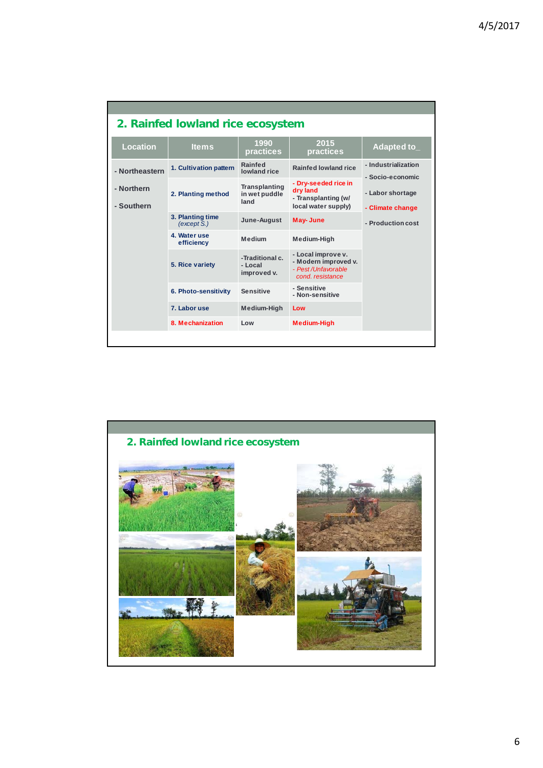## 2. Rainfed lowland rice ecosystem

| Location | Items | 1990 practices | 2015 practices | Adapted to_ |
|---|---|---|---|---|
| - Northeastern<br>- Northern<br>- Southern | 1. Cultivation pattern | Rainfed lowland rice | Rainfed lowland rice | - Industrialization<br>- Socio-economic<br>- Labor shortage<br>- Climate change<br>- Production cost |
| | 2. Planting method | Transplanting in wet puddle land | - Dry-seeded rice in dry land<br>- Transplanting (w/ local water supply) | |
| | 3. Planting time *(except S.)* | June-August | May- June | |
| | 4. Water use efficiency | Medium | Medium-High | |
| | 5. Rice variety | -Traditional c.<br>- Local improved v. | - Local improve v.<br>- Modern improved v.<br>*- Pest /Unfavorable cond. resistance* | |
| | 6. Photo-sensitivity | Sensitive | - Sensitive<br>- Non-sensitive | |
| | 7. Labor use | Medium-High | Low | |
| | 8. Mechanization | Low | Medium-High | |

## 2. Rainfed lowland rice ecosystem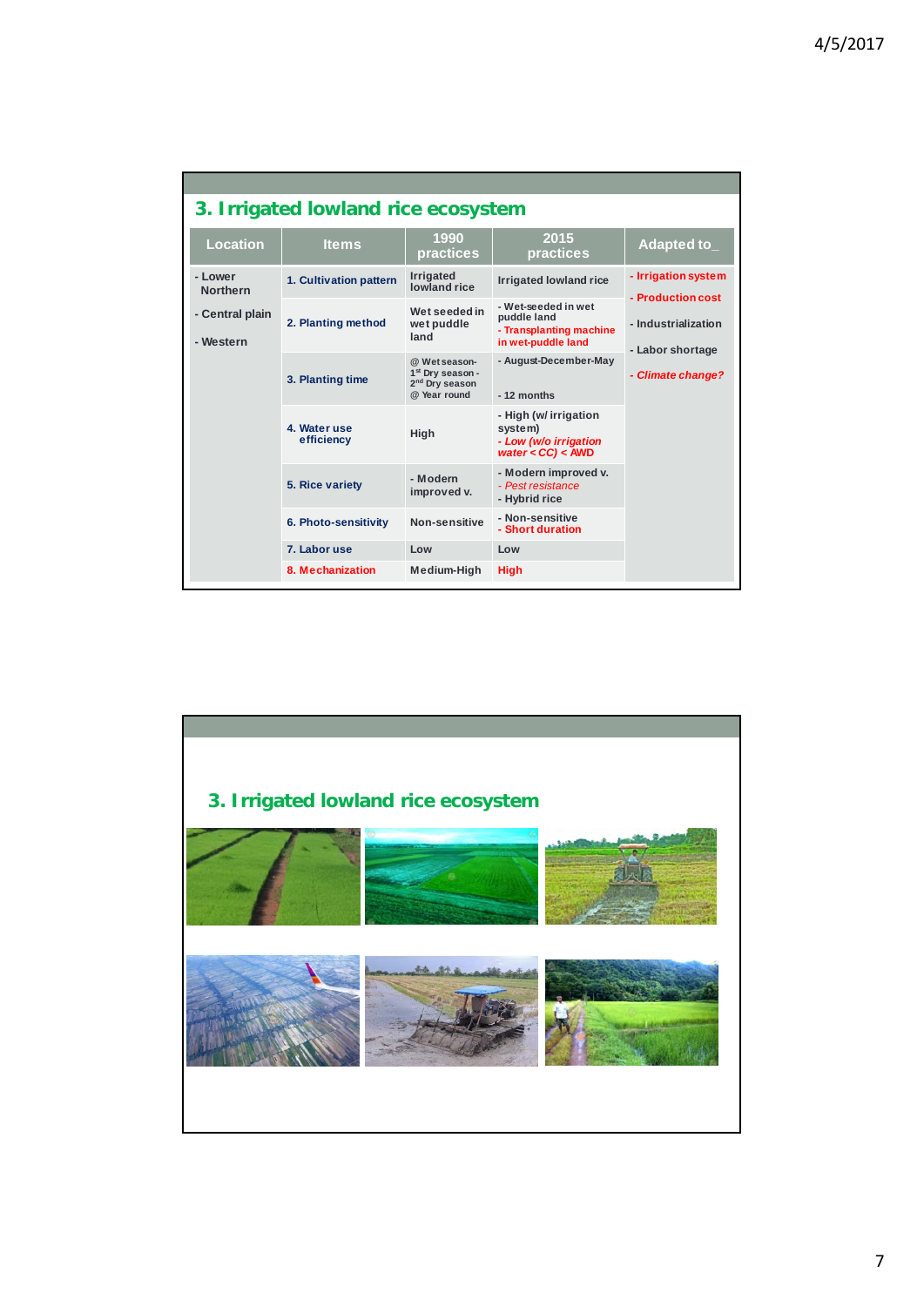## 3. Irrigated lowland rice ecosystem

| Location | Items | 1990 practices | 2015 practices | Adapted to_ |
|---|---|---|---|---|
| - Lower Northern<br>- Central plain<br>- Western | 1. Cultivation pattern | Irrigated lowland rice | Irrigated lowland rice | - Irrigation system<br>- Production cost<br>- Industrialization<br>- Labor shortage<br>- *Climate change?* |
| | 2. Planting method | Wet seeded in wet puddle land | - Wet-seeded in wet puddle land<br>- Transplanting machine in wet-puddle land | |
| | 3. Planting time | @ Wet season- 1st Dry season - 2nd Dry season<br>@ Year round | - August-December-May<br>- 12 months | |
| | 4. Water use efficiency | High | - High (w/ irrigation system)<br>- *Low (w/o irrigation water < CC)* < AWD | |
| | 5. Rice variety | - Modern improved v. | - Modern improved v.<br>- *Pest resistance*<br>- Hybrid rice | |
| | 6. Photo-sensitivity | Non-sensitive | - Non-sensitive<br>- Short duration | |
| | 7. Labor use | Low | Low | |
| | 8. Mechanization | Medium-High | High | |

## 3. Irrigated lowland rice ecosystem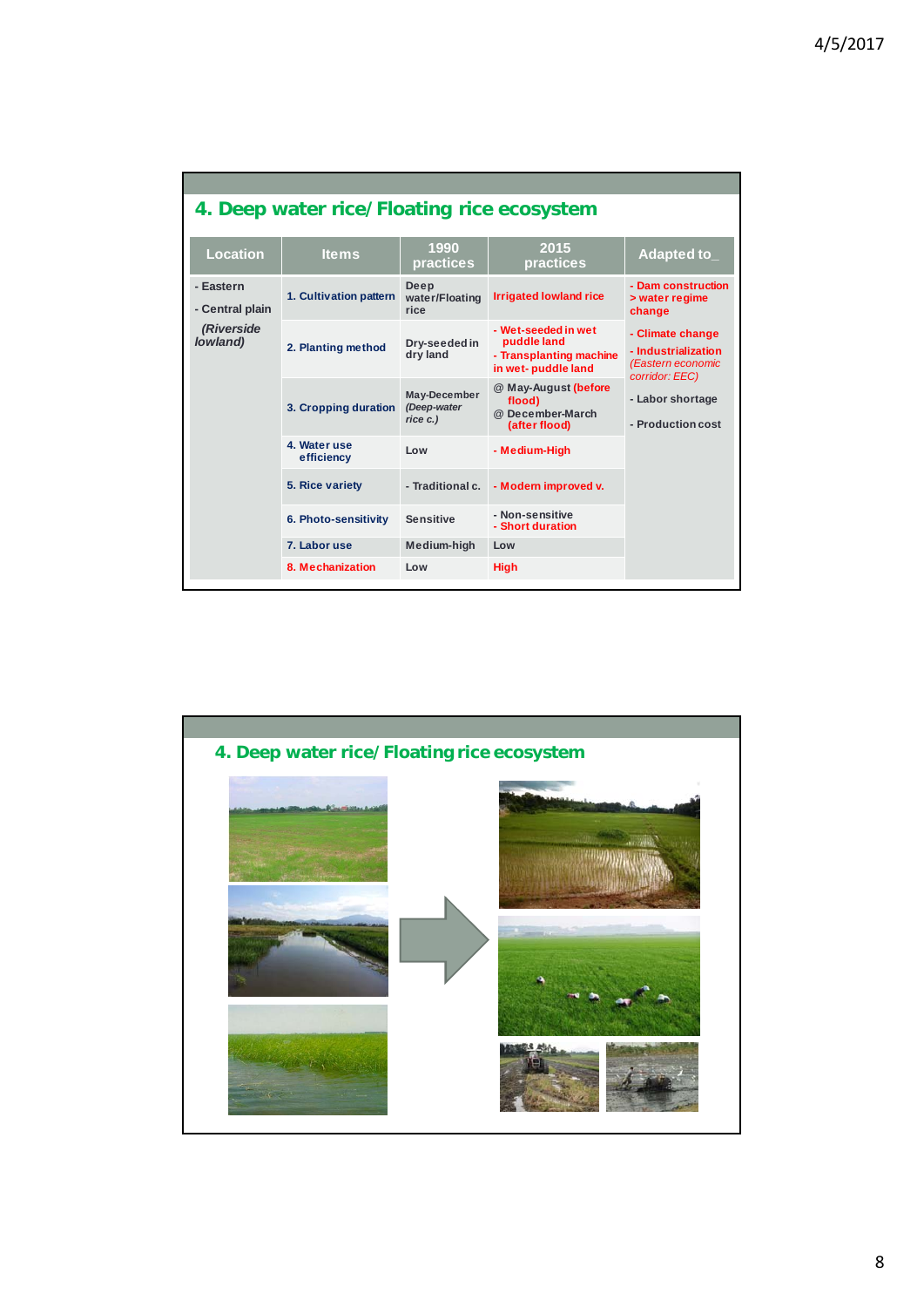## 4. Deep water rice/ Floating rice ecosystem

| Location | Items | 1990 practices | 2015 practices | Adapted to_ |
|---|---|---|---|---|
| - Eastern<br>- Central plain<br>*(Riverside lowland)* | 1. Cultivation pattern | Deep water/Floating rice | Irrigated lowland rice | - Dam construction > water regime change<br>- Climate change<br>- Industrialization *(Eastern economic corridor: EEC)*<br>- Labor shortage<br>- Production cost |
| | 2. Planting method | Dry-seeded in dry land | - Wet-seeded in wet puddle land<br>- Transplanting machine in wet- puddle land | |
| | 3. Cropping duration | May-December *(Deep-water rice c.)* | @ May-August (before flood)<br>@ December-March (after flood) | |
| | 4. Water use efficiency | Low | - Medium-High | |
| | 5. Rice variety | - Traditional c. | - Modern improved v. | |
| | 6. Photo-sensitivity | Sensitive | - Non-sensitive<br>- Short duration | |
| | 7. Labor use | Medium-high | Low | |
| | 8. Mechanization | Low | High | |

## 4. Deep water rice/ Floating rice ecosystem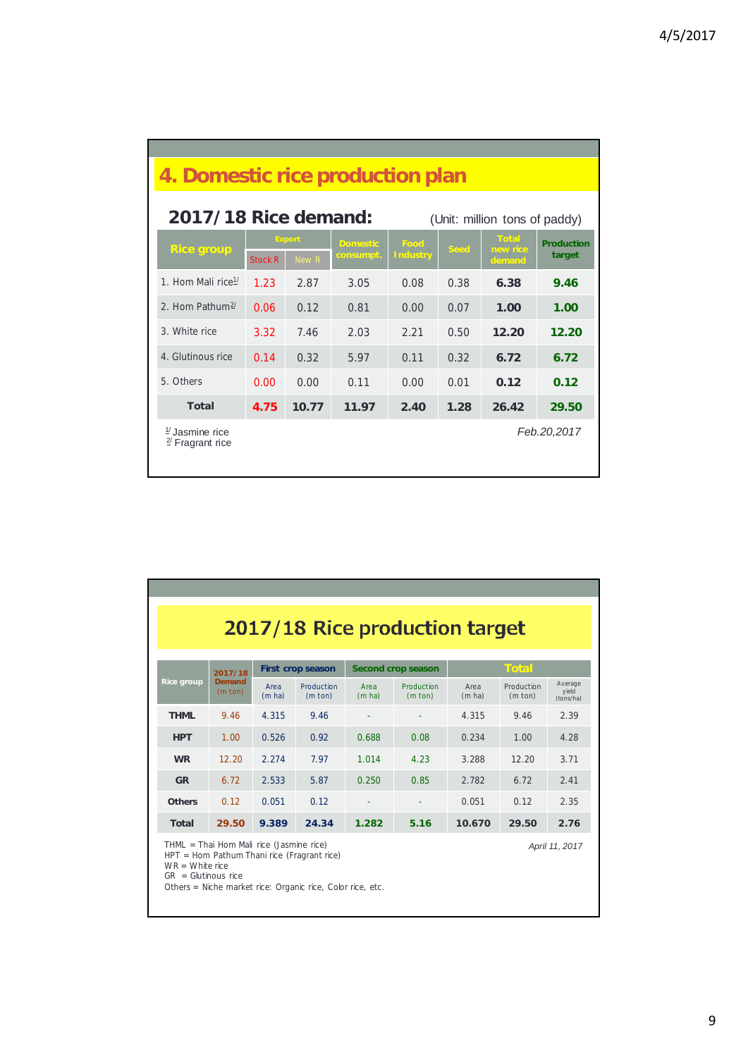## 4. Domestic rice production plan

**2017/18 Rice demand:** (Unit: million tons of paddy)

| Rice group | Export | | Domestic consumpt. | Food Industry | Seed | Total new rice demand | Production target |
|---|---|---|---|---|---|---|---|
| | Stock R | New R | | | | | |
| 1. Hom Mali rice[1/] | 1.23 | 2.87 | 3.05 | 0.08 | 0.38 | **6.38** | **9.46** |
| 2. Hom Pathum[2/] | 0.06 | 0.12 | 0.81 | 0.00 | 0.07 | **1.00** | **1.00** |
| 3. White rice | 3.32 | 7.46 | 2.03 | 2.21 | 0.50 | **12.20** | **12.20** |
| 4. Glutinous rice | 0.14 | 0.32 | 5.97 | 0.11 | 0.32 | **6.72** | **6.72** |
| 5. Others | 0.00 | 0.00 | 0.11 | 0.00 | 0.01 | **0.12** | **0.12** |
| **Total** | **4.75** | **10.77** | **11.97** | **2.40** | **1.28** | **26.42** | **29.50** |

[1/] Jasmine rice
[2/] Fragrant rice

*Feb.20,2017*

## 2017/18 Rice production target

| Rice group | 2017/18 Demand (m ton) | First crop season | | Second crop season | | Total | | |
|---|---|---|---|---|---|---|---|---|
| | | Area (m ha) | Production (m ton) | Area (m ha) | Production (m ton) | Area (m ha) | Production (m ton) | Average yield (tons/ha) |
| **THML** | 9.46 | 4.315 | 9.46 | - | - | 4.315 | 9.46 | 2.39 |
| **HPT** | 1.00 | 0.526 | 0.92 | 0.688 | 0.08 | 0.234 | 1.00 | 4.28 |
| **WR** | 12.20 | 2.274 | 7.97 | 1.014 | 4.23 | 3.288 | 12.20 | 3.71 |
| **GR** | 6.72 | 2.533 | 5.87 | 0.250 | 0.85 | 2.782 | 6.72 | 2.41 |
| **Others** | 0.12 | 0.051 | 0.12 | - | - | 0.051 | 0.12 | 2.35 |
| **Total** | **29.50** | **9.389** | **24.34** | **1.282** | **5.16** | **10.670** | **29.50** | **2.76** |

THML = Thai Hom Mali rice (Jasmine rice)
HPT = Hom Pathum Thani rice (Fragrant rice)
WR = White rice
GR = Glutinous rice
Others = Niche market rice: Organic rice, Color rice, etc.

*April 11, 2017*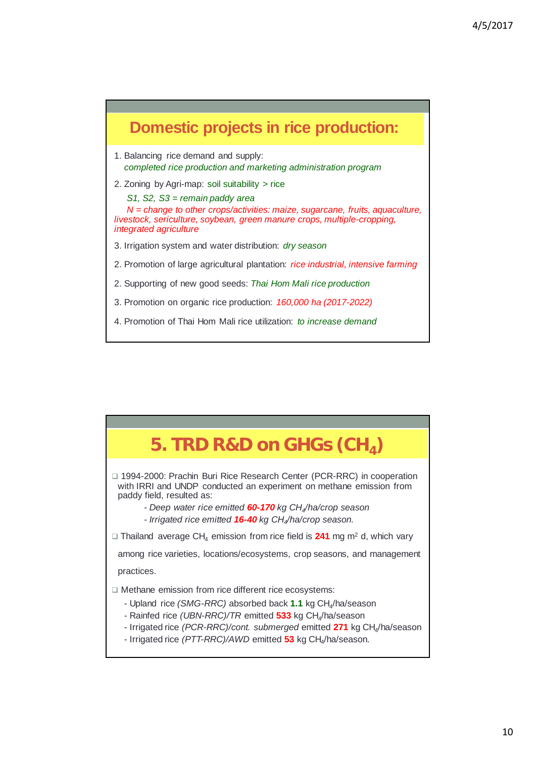## Domestic projects in rice production:

1. Balancing rice demand and supply:
   *completed rice production and marketing administration program*
2. Zoning by Agri-map: soil suitability > rice
   *S1, S2, S3 = remain paddy area*
   *N = change to other crops/activities: maize, sugarcane, fruits, aquaculture, livestock, sericulture, soybean, green manure crops, multiple-cropping, integrated agriculture*
3. Irrigation system and water distribution: *dry season*
2. Promotion of large agricultural plantation: *rice industrial, intensive farming*
2. Supporting of new good seeds: *Thai Hom Mali rice production*
3. Promotion on organic rice production: *160,000 ha (2017-2022)*
4. Promotion of Thai Hom Mali rice utilization: *to increase demand*

## 5. TRD R&D on GHGs ($CH_4$)

- 1994-2000: Prachin Buri Rice Research Center (PCR-RRC) in cooperation with IRRI and UNDP conducted an experiment on methane emission from paddy field, resulted as:
  - *Deep water rice emitted **60-170** kg $CH_4$/ha/crop season*
  - *Irrigated rice emitted **16-40** kg $CH_4$/ha/crop season.*
- Thailand average $CH_4$ emission from rice field is **241** mg $m^2$ d, which vary among rice varieties, locations/ecosystems, crop seasons, and management practices.
- Methane emission from rice different rice ecosystems:
  - Upland rice *(SMG-RRC)* absorbed back **1.1** kg $CH_4$/ha/season
  - Rainfed rice *(UBN-RRC)/TR* emitted **533** kg $CH_4$/ha/season
  - Irrigated rice *(PCR-RRC)/cont. submerged* emitted **271** kg $CH_4$/ha/season
  - Irrigated rice *(PTT-RRC)/AWD* emitted **53** kg $CH_4$/ha/season.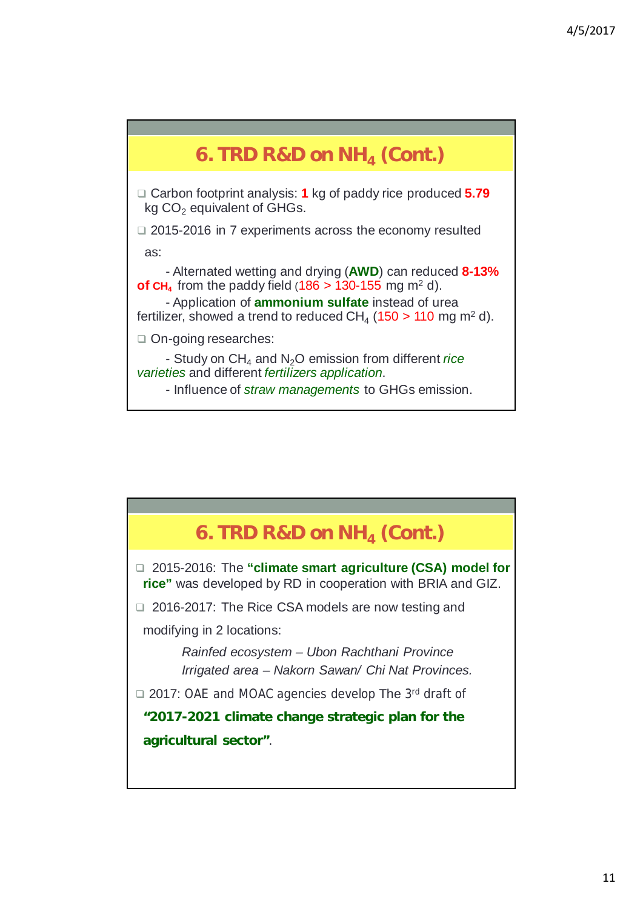## 6. TRD R&D on $NH_4$ (Cont.)

- Carbon footprint analysis: **1** kg of paddy rice produced **5.79** kg $CO_2$ equivalent of GHGs.
- 2015-2016 in 7 experiments across the economy resulted as:

  - Alternated wetting and drying (**AWD**) can reduced **8-13% of $CH_4$** from the paddy field (186 > 130-155 mg $m^2$ d).
  - Application of **ammonium sulfate** instead of urea fertilizer, showed a trend to reduced $CH_4$ (150 > 110 mg $m^2$ d).

- On-going researches:

  - Study on $CH_4$ and $N_2O$ emission from different *rice varieties* and different *fertilizers application*.
  - Influence of *straw managements* to GHGs emission.

## 6. TRD R&D on $NH_4$ (Cont.)

- 2015-2016: The **"climate smart agriculture (CSA) model for rice"** was developed by RD in cooperation with BRIA and GIZ.
- 2016-2017: The Rice CSA models are now testing and modifying in 2 locations:

  *Rainfed ecosystem – Ubon Rachthani Province*
  *Irrigated area – Nakorn Sawan/ Chi Nat Provinces.*

- 2017: OAE and MOAC agencies develop The 3rd draft of **"2017-2021 climate change strategic plan for the agricultural sector"**.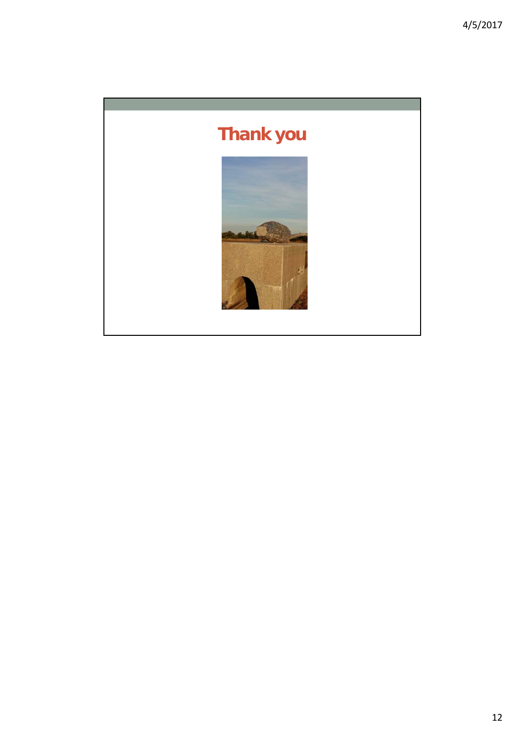# Thank you